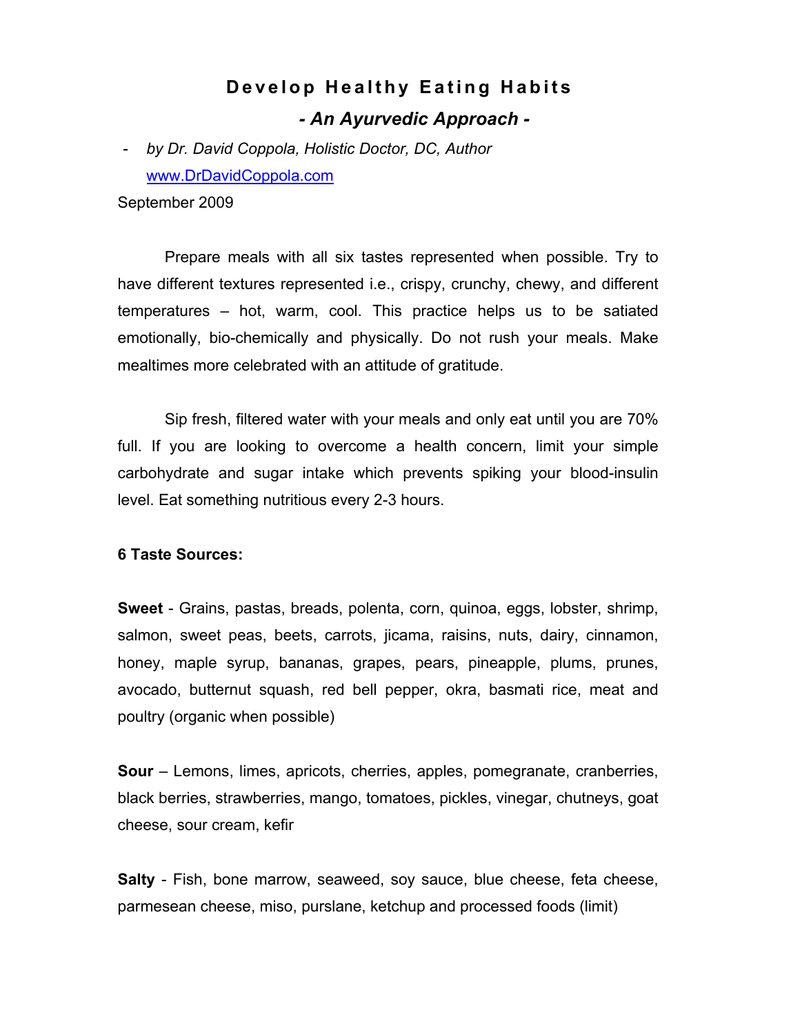# Develop Healthy Eating Habits

## *- An Ayurvedic Approach -*

- *by Dr. David Coppola, Holistic Doctor, DC, Author*
  [www.DrDavidCoppola.com](http://www.DrDavidCoppola.com)

September 2009

Prepare meals with all six tastes represented when possible. Try to have different textures represented i.e., crispy, crunchy, chewy, and different temperatures – hot, warm, cool. This practice helps us to be satiated emotionally, bio-chemically and physically. Do not rush your meals. Make mealtimes more celebrated with an attitude of gratitude.

Sip fresh, filtered water with your meals and only eat until you are 70% full. If you are looking to overcome a health concern, limit your simple carbohydrate and sugar intake which prevents spiking your blood-insulin level. Eat something nutritious every 2-3 hours.

**6 Taste Sources:**

**Sweet** - Grains, pastas, breads, polenta, corn, quinoa, eggs, lobster, shrimp, salmon, sweet peas, beets, carrots, jicama, raisins, nuts, dairy, cinnamon, honey, maple syrup, bananas, grapes, pears, pineapple, plums, prunes, avocado, butternut squash, red bell pepper, okra, basmati rice, meat and poultry (organic when possible)

**Sour** – Lemons, limes, apricots, cherries, apples, pomegranate, cranberries, black berries, strawberries, mango, tomatoes, pickles, vinegar, chutneys, goat cheese, sour cream, kefir

**Salty** - Fish, bone marrow, seaweed, soy sauce, blue cheese, feta cheese, parmesean cheese, miso, purslane, ketchup and processed foods (limit)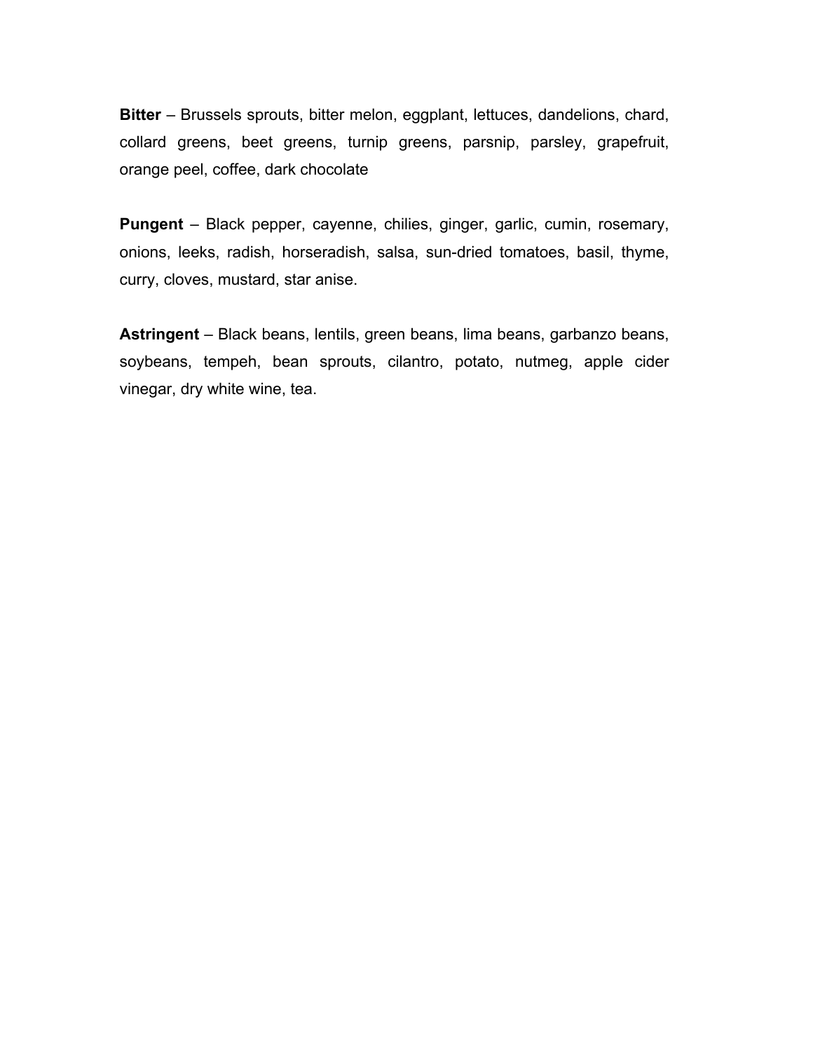**Bitter** – Brussels sprouts, bitter melon, eggplant, lettuces, dandelions, chard, collard greens, beet greens, turnip greens, parsnip, parsley, grapefruit, orange peel, coffee, dark chocolate

**Pungent** – Black pepper, cayenne, chilies, ginger, garlic, cumin, rosemary, onions, leeks, radish, horseradish, salsa, sun-dried tomatoes, basil, thyme, curry, cloves, mustard, star anise.

**Astringent** – Black beans, lentils, green beans, lima beans, garbanzo beans, soybeans, tempeh, bean sprouts, cilantro, potato, nutmeg, apple cider vinegar, dry white wine, tea.